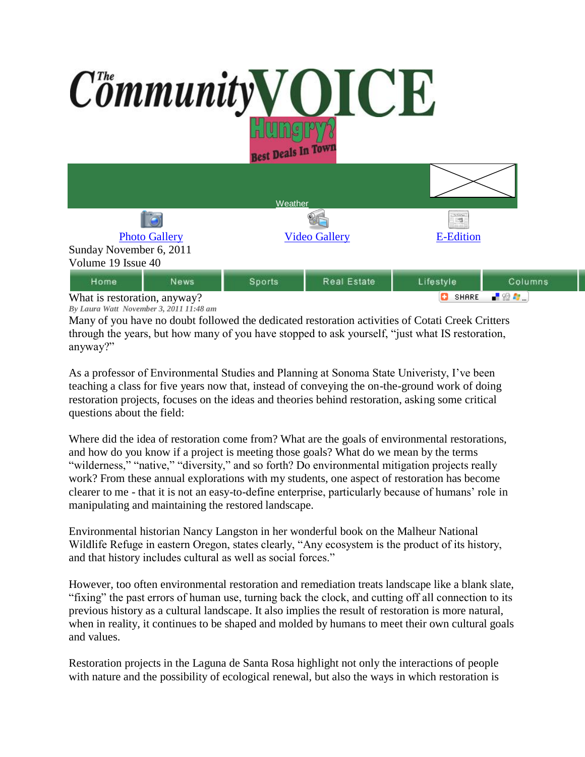# The Community VOICE

Hungry? Best Deals In Town

Weather

Photo Gallery | Video Gallery | E-Edition

Sunday November 6, 2011
Volume 19 Issue 40

Home | News | Sports | Real Estate | Lifestyle | Columns

## What is restoration, anyway?

*By Laura Watt November 3, 2011 11:48 am*

Many of you have no doubt followed the dedicated restoration activities of Cotati Creek Critters through the years, but how many of you have stopped to ask yourself, "just what IS restoration, anyway?"

As a professor of Environmental Studies and Planning at Sonoma State Univeristy, I've been teaching a class for five years now that, instead of conveying the on-the-ground work of doing restoration projects, focuses on the ideas and theories behind restoration, asking some critical questions about the field:

Where did the idea of restoration come from? What are the goals of environmental restorations, and how do you know if a project is meeting those goals? What do we mean by the terms "wilderness," "native," "diversity," and so forth? Do environmental mitigation projects really work? From these annual explorations with my students, one aspect of restoration has become clearer to me - that it is not an easy-to-define enterprise, particularly because of humans' role in manipulating and maintaining the restored landscape.

Environmental historian Nancy Langston in her wonderful book on the Malheur National Wildlife Refuge in eastern Oregon, states clearly, "Any ecosystem is the product of its history, and that history includes cultural as well as social forces."

However, too often environmental restoration and remediation treats landscape like a blank slate, "fixing" the past errors of human use, turning back the clock, and cutting off all connection to its previous history as a cultural landscape. It also implies the result of restoration is more natural, when in reality, it continues to be shaped and molded by humans to meet their own cultural goals and values.

Restoration projects in the Laguna de Santa Rosa highlight not only the interactions of people with nature and the possibility of ecological renewal, but also the ways in which restoration is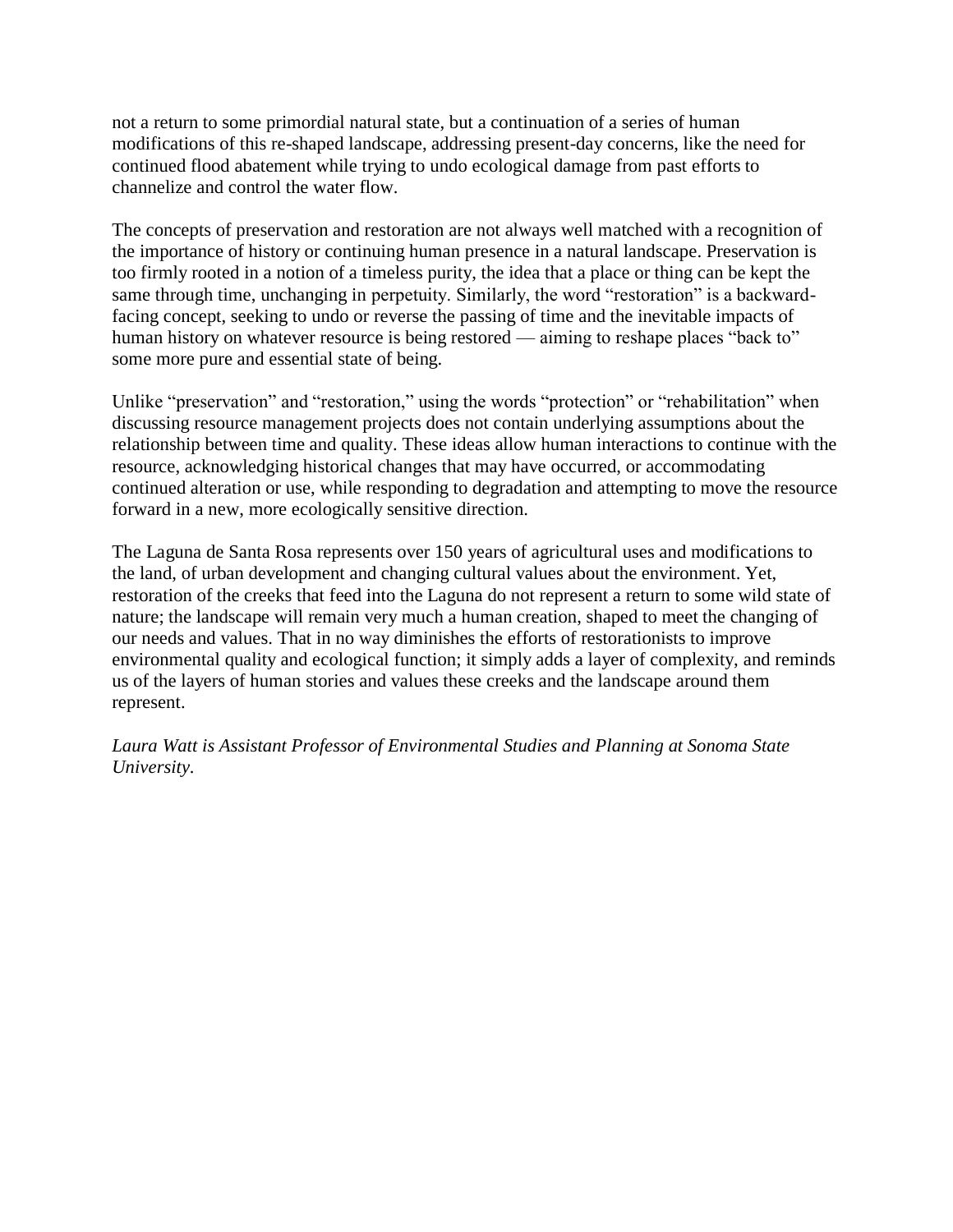not a return to some primordial natural state, but a continuation of a series of human modifications of this re-shaped landscape, addressing present-day concerns, like the need for continued flood abatement while trying to undo ecological damage from past efforts to channelize and control the water flow.

The concepts of preservation and restoration are not always well matched with a recognition of the importance of history or continuing human presence in a natural landscape. Preservation is too firmly rooted in a notion of a timeless purity, the idea that a place or thing can be kept the same through time, unchanging in perpetuity. Similarly, the word "restoration" is a backward-facing concept, seeking to undo or reverse the passing of time and the inevitable impacts of human history on whatever resource is being restored — aiming to reshape places "back to" some more pure and essential state of being.

Unlike "preservation" and "restoration," using the words "protection" or "rehabilitation" when discussing resource management projects does not contain underlying assumptions about the relationship between time and quality. These ideas allow human interactions to continue with the resource, acknowledging historical changes that may have occurred, or accommodating continued alteration or use, while responding to degradation and attempting to move the resource forward in a new, more ecologically sensitive direction.

The Laguna de Santa Rosa represents over 150 years of agricultural uses and modifications to the land, of urban development and changing cultural values about the environment. Yet, restoration of the creeks that feed into the Laguna do not represent a return to some wild state of nature; the landscape will remain very much a human creation, shaped to meet the changing of our needs and values. That in no way diminishes the efforts of restorationists to improve environmental quality and ecological function; it simply adds a layer of complexity, and reminds us of the layers of human stories and values these creeks and the landscape around them represent.

*Laura Watt is Assistant Professor of Environmental Studies and Planning at Sonoma State University.*